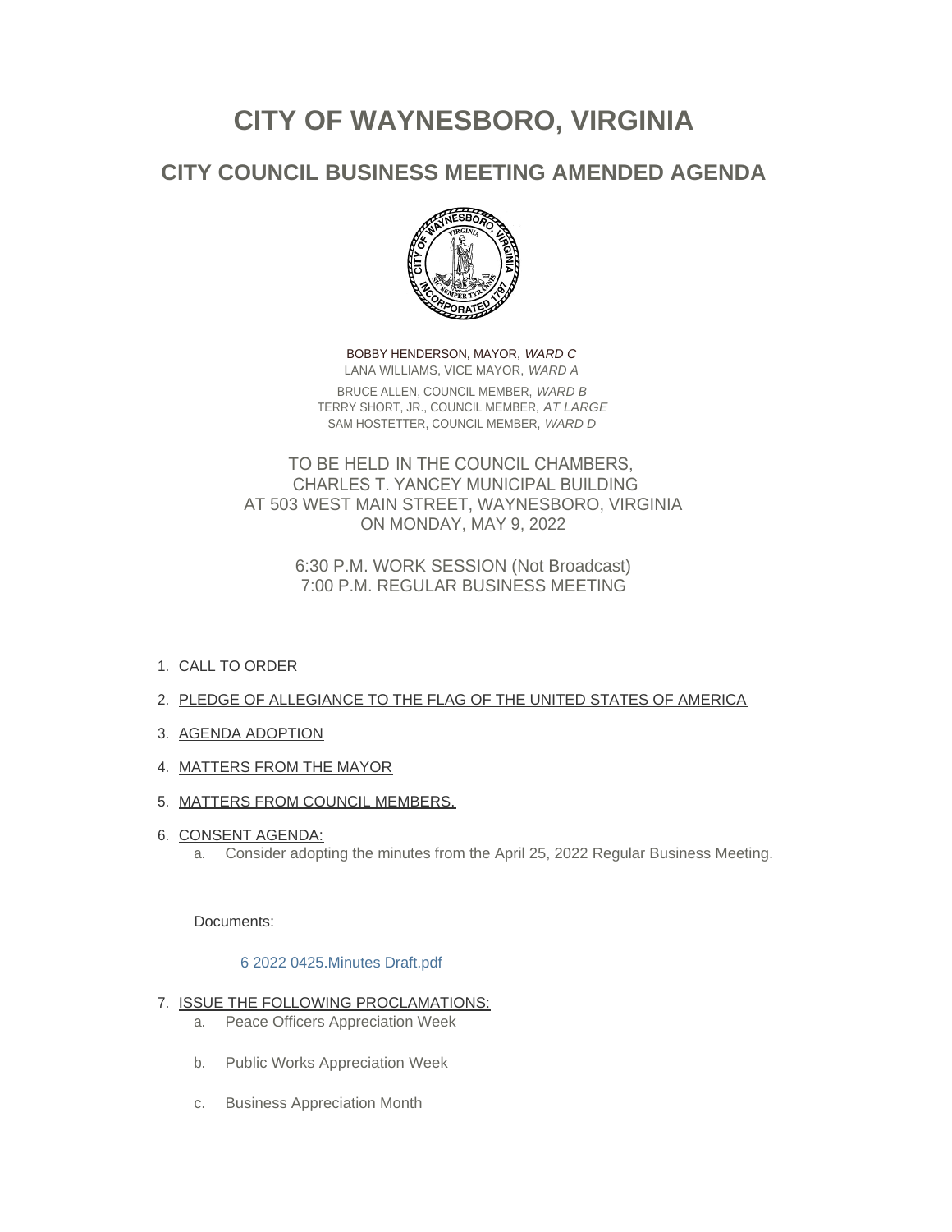# CITY OF WAYNESBORO, VIRGINIA

## CITY COUNCIL BUSINESS MEETING AMENDED AGENDA

BOBBY HENDERSON, MAYOR, *WARD C*
LANA WILLIAMS, VICE MAYOR, *WARD A*

BRUCE ALLEN, COUNCIL MEMBER, *WARD B*
TERRY SHORT, JR., COUNCIL MEMBER, *AT LARGE*
SAM HOSTETTER, COUNCIL MEMBER, *WARD D*

TO BE HELD IN THE COUNCIL CHAMBERS,
CHARLES T. YANCEY MUNICIPAL BUILDING
AT 503 WEST MAIN STREET, WAYNESBORO, VIRGINIA
ON MONDAY, MAY 9, 2022

6:30 P.M. WORK SESSION (Not Broadcast)
7:00 P.M. REGULAR BUSINESS MEETING

1. CALL TO ORDER
2. PLEDGE OF ALLEGIANCE TO THE FLAG OF THE UNITED STATES OF AMERICA
3. AGENDA ADOPTION
4. MATTERS FROM THE MAYOR
5. MATTERS FROM COUNCIL MEMBERS.
6. CONSENT AGENDA:
   a. Consider adopting the minutes from the April 25, 2022 Regular Business Meeting.

   Documents:

   6 2022 0425.Minutes Draft.pdf

7. ISSUE THE FOLLOWING PROCLAMATIONS:
   a. Peace Officers Appreciation Week
   b. Public Works Appreciation Week
   c. Business Appreciation Month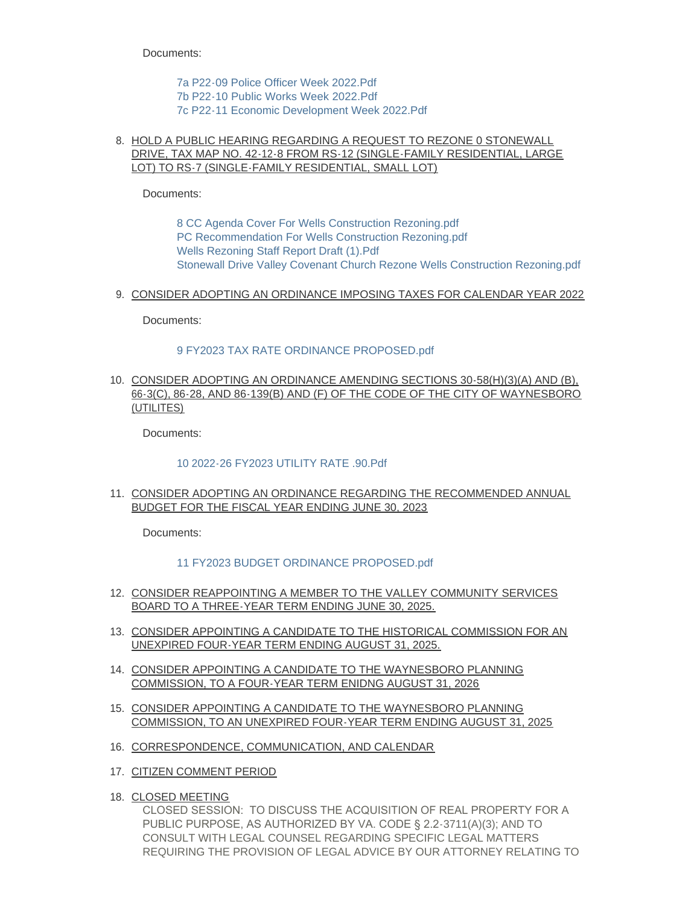Documents:

- 7a P22-09 Police Officer Week 2022.Pdf
- 7b P22-10 Public Works Week 2022.Pdf
- 7c P22-11 Economic Development Week 2022.Pdf

8. HOLD A PUBLIC HEARING REGARDING A REQUEST TO REZONE 0 STONEWALL DRIVE, TAX MAP NO. 42-12-8 FROM RS-12 (SINGLE-FAMILY RESIDENTIAL, LARGE LOT) TO RS-7 (SINGLE-FAMILY RESIDENTIAL, SMALL LOT)

   Documents:

   - 8 CC Agenda Cover For Wells Construction Rezoning.pdf
   - PC Recommendation For Wells Construction Rezoning.pdf
   - Wells Rezoning Staff Report Draft (1).Pdf
   - Stonewall Drive Valley Covenant Church Rezone Wells Construction Rezoning.pdf

9. CONSIDER ADOPTING AN ORDINANCE IMPOSING TAXES FOR CALENDAR YEAR 2022

   Documents:

   - 9 FY2023 TAX RATE ORDINANCE PROPOSED.pdf

10. CONSIDER ADOPTING AN ORDINANCE AMENDING SECTIONS 30-58(H)(3)(A) AND (B), 66-3(C), 86-28, AND 86-139(B) AND (F) OF THE CODE OF THE CITY OF WAYNESBORO (UTILITES)

    Documents:

    - 10 2022-26 FY2023 UTILITY RATE .90.Pdf

11. CONSIDER ADOPTING AN ORDINANCE REGARDING THE RECOMMENDED ANNUAL BUDGET FOR THE FISCAL YEAR ENDING JUNE 30, 2023

    Documents:

    - 11 FY2023 BUDGET ORDINANCE PROPOSED.pdf

12. CONSIDER REAPPOINTING A MEMBER TO THE VALLEY COMMUNITY SERVICES BOARD TO A THREE-YEAR TERM ENDING JUNE 30, 2025.
13. CONSIDER APPOINTING A CANDIDATE TO THE HISTORICAL COMMISSION FOR AN UNEXPIRED FOUR-YEAR TERM ENDING AUGUST 31, 2025.
14. CONSIDER APPOINTING A CANDIDATE TO THE WAYNESBORO PLANNING COMMISSION, TO A FOUR-YEAR TERM ENIDNG AUGUST 31, 2026
15. CONSIDER APPOINTING A CANDIDATE TO THE WAYNESBORO PLANNING COMMISSION, TO AN UNEXPIRED FOUR-YEAR TERM ENDING AUGUST 31, 2025
16. CORRESPONDENCE, COMMUNICATION, AND CALENDAR
17. CITIZEN COMMENT PERIOD
18. CLOSED MEETING

    CLOSED SESSION: TO DISCUSS THE ACQUISITION OF REAL PROPERTY FOR A PUBLIC PURPOSE, AS AUTHORIZED BY VA. CODE § 2.2-3711(A)(3); AND TO CONSULT WITH LEGAL COUNSEL REGARDING SPECIFIC LEGAL MATTERS REQUIRING THE PROVISION OF LEGAL ADVICE BY OUR ATTORNEY RELATING TO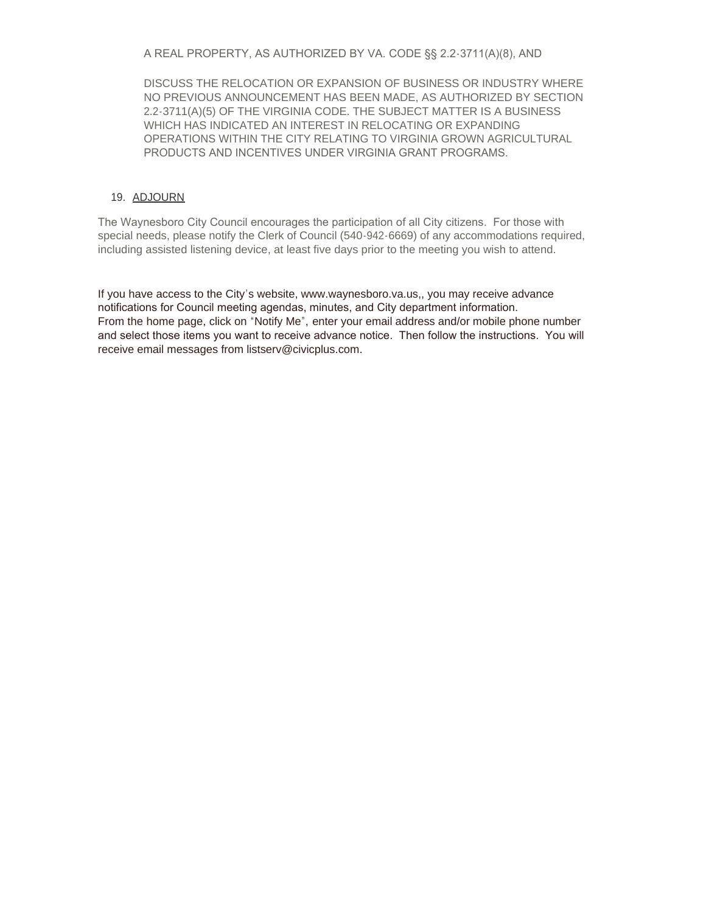A REAL PROPERTY, AS AUTHORIZED BY VA. CODE §§ 2.2-3711(A)(8), AND

DISCUSS THE RELOCATION OR EXPANSION OF BUSINESS OR INDUSTRY WHERE NO PREVIOUS ANNOUNCEMENT HAS BEEN MADE, AS AUTHORIZED BY SECTION 2.2-3711(A)(5) OF THE VIRGINIA CODE. THE SUBJECT MATTER IS A BUSINESS WHICH HAS INDICATED AN INTEREST IN RELOCATING OR EXPANDING OPERATIONS WITHIN THE CITY RELATING TO VIRGINIA GROWN AGRICULTURAL PRODUCTS AND INCENTIVES UNDER VIRGINIA GRANT PROGRAMS.

19. ADJOURN

The Waynesboro City Council encourages the participation of all City citizens. For those with special needs, please notify the Clerk of Council (540-942-6669) of any accommodations required, including assisted listening device, at least five days prior to the meeting you wish to attend.

If you have access to the City's website, www.waynesboro.va.us,, you may receive advance notifications for Council meeting agendas, minutes, and City department information.
From the home page, click on "Notify Me", enter your email address and/or mobile phone number and select those items you want to receive advance notice. Then follow the instructions. You will receive email messages from listserv@civicplus.com.